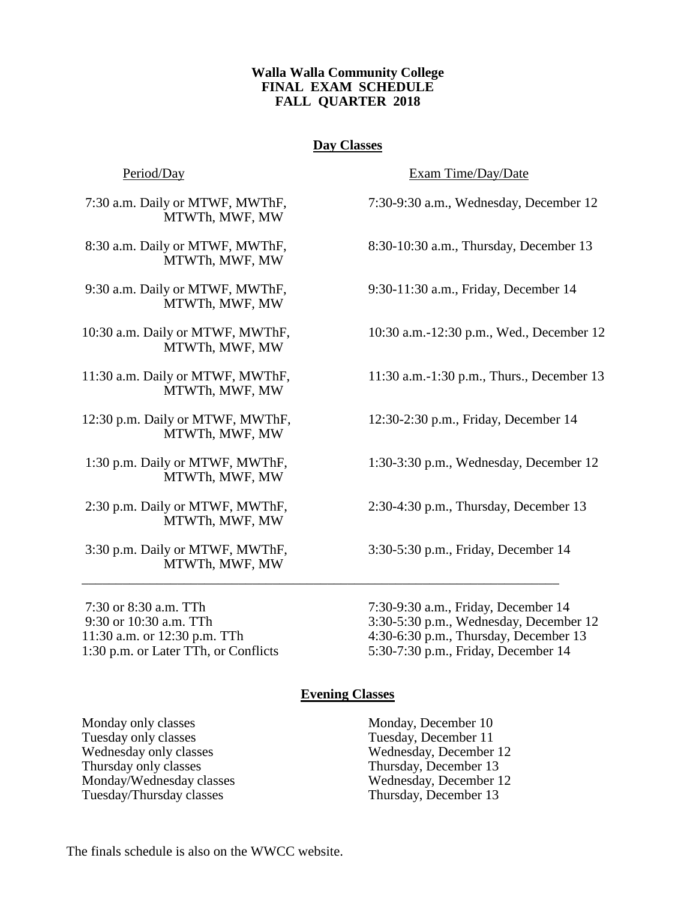**Walla Walla Community College**
**FINAL EXAM SCHEDULE**
**FALL QUARTER 2018**

## Day Classes

| Period/Day | Exam Time/Day/Date |
|---|---|
| 7:30 a.m. Daily or MTWF, MWThF, MTWTh, MWF, MW | 7:30-9:30 a.m., Wednesday, December 12 |
| 8:30 a.m. Daily or MTWF, MWThF, MTWTh, MWF, MW | 8:30-10:30 a.m., Thursday, December 13 |
| 9:30 a.m. Daily or MTWF, MWThF, MTWTh, MWF, MW | 9:30-11:30 a.m., Friday, December 14 |
| 10:30 a.m. Daily or MTWF, MWThF, MTWTh, MWF, MW | 10:30 a.m.-12:30 p.m., Wed., December 12 |
| 11:30 a.m. Daily or MTWF, MWThF, MTWTh, MWF, MW | 11:30 a.m.-1:30 p.m., Thurs., December 13 |
| 12:30 p.m. Daily or MTWF, MWThF, MTWTh, MWF, MW | 12:30-2:30 p.m., Friday, December 14 |
| 1:30 p.m. Daily or MTWF, MWThF, MTWTh, MWF, MW | 1:30-3:30 p.m., Wednesday, December 12 |
| 2:30 p.m. Daily or MTWF, MWThF, MTWTh, MWF, MW | 2:30-4:30 p.m., Thursday, December 13 |
| 3:30 p.m. Daily or MTWF, MWThF, MTWTh, MWF, MW | 3:30-5:30 p.m., Friday, December 14 |

---

| Period/Day | Exam Time/Day/Date |
|---|---|
| 7:30 or 8:30 a.m. TTh | 7:30-9:30 a.m., Friday, December 14 |
| 9:30 or 10:30 a.m. TTh | 3:30-5:30 p.m., Wednesday, December 12 |
| 11:30 a.m. or 12:30 p.m. TTh | 4:30-6:30 p.m., Thursday, December 13 |
| 1:30 p.m. or Later TTh, or Conflicts | 5:30-7:30 p.m., Friday, December 14 |

## Evening Classes

| Classes | Exam Day/Date |
|---|---|
| Monday only classes | Monday, December 10 |
| Tuesday only classes | Tuesday, December 11 |
| Wednesday only classes | Wednesday, December 12 |
| Thursday only classes | Thursday, December 13 |
| Monday/Wednesday classes | Wednesday, December 12 |
| Tuesday/Thursday classes | Thursday, December 13 |

The finals schedule is also on the WWCC website.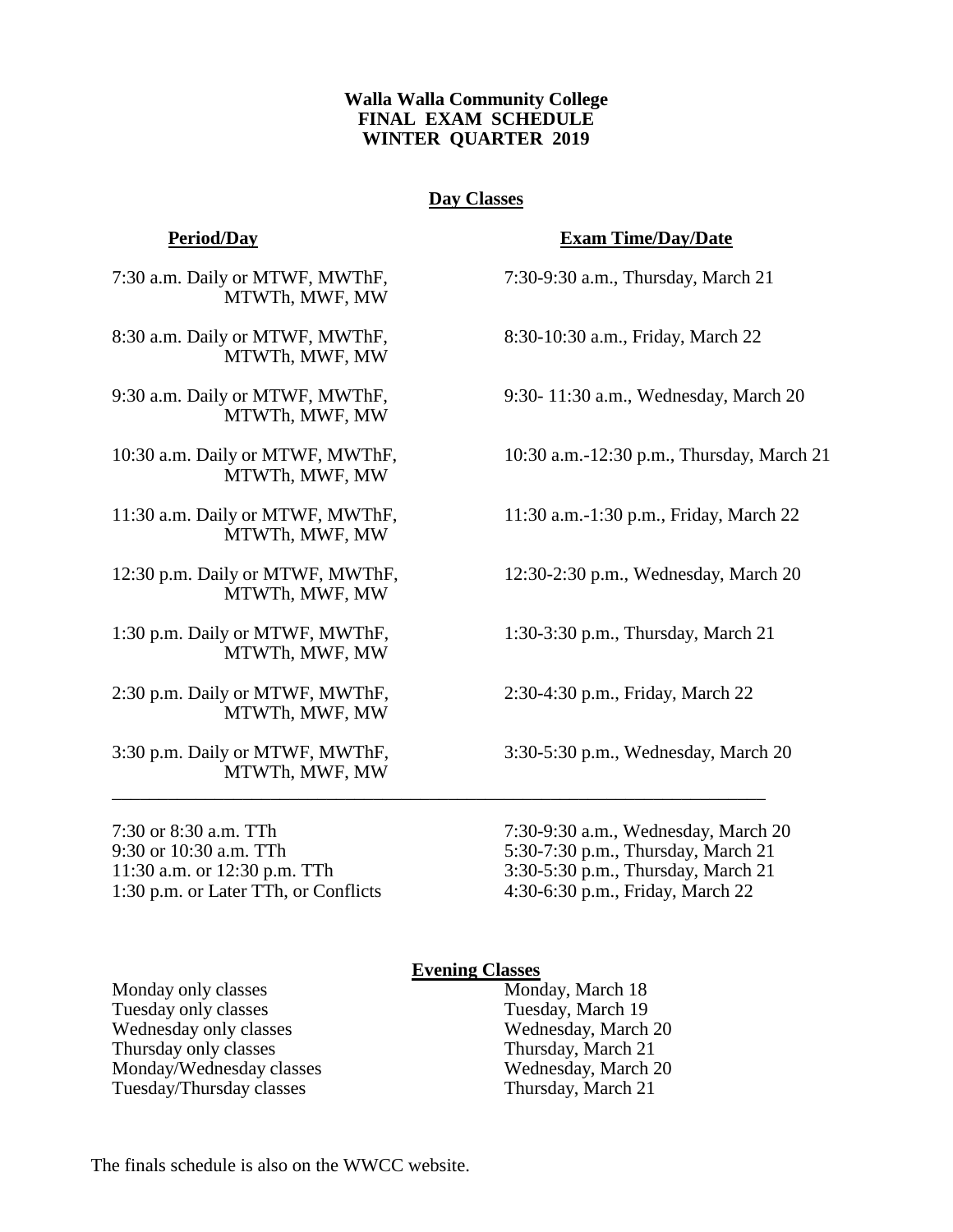**Walla Walla Community College**
**FINAL EXAM SCHEDULE**
**WINTER QUARTER 2019**

## Day Classes

| **Period/Day** | **Exam Time/Day/Date** |
|---|---|
| 7:30 a.m. Daily or MTWF, MWThF, MTWTh, MWF, MW | 7:30-9:30 a.m., Thursday, March 21 |
| 8:30 a.m. Daily or MTWF, MWThF, MTWTh, MWF, MW | 8:30-10:30 a.m., Friday, March 22 |
| 9:30 a.m. Daily or MTWF, MWThF, MTWTh, MWF, MW | 9:30- 11:30 a.m., Wednesday, March 20 |
| 10:30 a.m. Daily or MTWF, MWThF, MTWTh, MWF, MW | 10:30 a.m.-12:30 p.m., Thursday, March 21 |
| 11:30 a.m. Daily or MTWF, MWThF, MTWTh, MWF, MW | 11:30 a.m.-1:30 p.m., Friday, March 22 |
| 12:30 p.m. Daily or MTWF, MWThF, MTWTh, MWF, MW | 12:30-2:30 p.m., Wednesday, March 20 |
| 1:30 p.m. Daily or MTWF, MWThF, MTWTh, MWF, MW | 1:30-3:30 p.m., Thursday, March 21 |
| 2:30 p.m. Daily or MTWF, MWThF, MTWTh, MWF, MW | 2:30-4:30 p.m., Friday, March 22 |
| 3:30 p.m. Daily or MTWF, MWThF, MTWTh, MWF, MW | 3:30-5:30 p.m., Wednesday, March 20 |

---

| | |
|---|---|
| 7:30 or 8:30 a.m. TTh | 7:30-9:30 a.m., Wednesday, March 20 |
| 9:30 or 10:30 a.m. TTh | 5:30-7:30 p.m., Thursday, March 21 |
| 11:30 a.m. or 12:30 p.m. TTh | 3:30-5:30 p.m., Thursday, March 21 |
| 1:30 p.m. or Later TTh, or Conflicts | 4:30-6:30 p.m., Friday, March 22 |

## Evening Classes

| | |
|---|---|
| Monday only classes | Monday, March 18 |
| Tuesday only classes | Tuesday, March 19 |
| Wednesday only classes | Wednesday, March 20 |
| Thursday only classes | Thursday, March 21 |
| Monday/Wednesday classes | Wednesday, March 20 |
| Tuesday/Thursday classes | Thursday, March 21 |

The finals schedule is also on the WWCC website.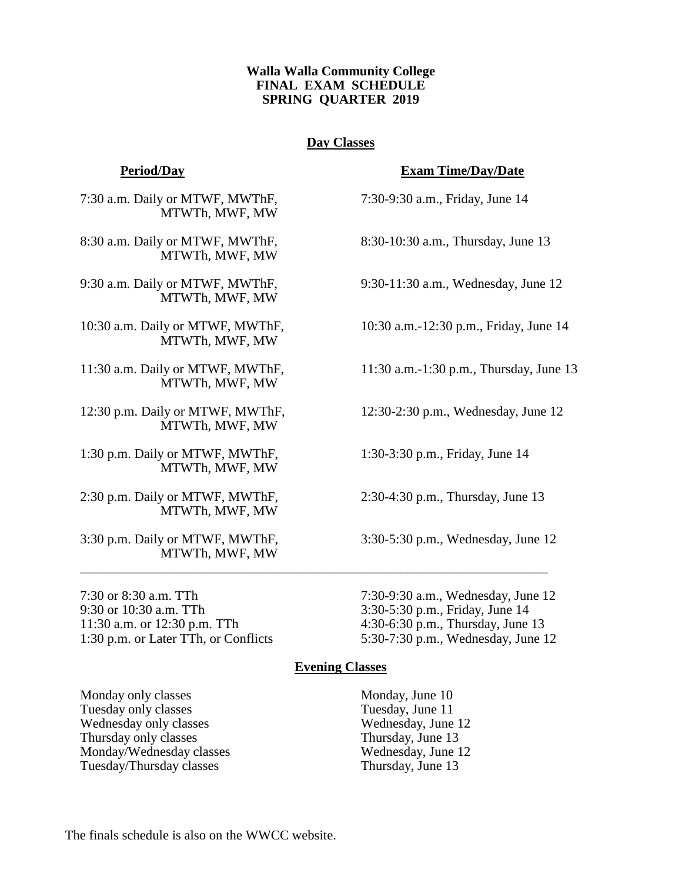**Walla Walla Community College**
**FINAL EXAM SCHEDULE**
**SPRING QUARTER 2019**

## Day Classes

| **Period/Day** | **Exam Time/Day/Date** |
|---|---|
| 7:30 a.m. Daily or MTWF, MWThF, MTWTh, MWF, MW | 7:30-9:30 a.m., Friday, June 14 |
| 8:30 a.m. Daily or MTWF, MWThF, MTWTh, MWF, MW | 8:30-10:30 a.m., Thursday, June 13 |
| 9:30 a.m. Daily or MTWF, MWThF, MTWTh, MWF, MW | 9:30-11:30 a.m., Wednesday, June 12 |
| 10:30 a.m. Daily or MTWF, MWThF, MTWTh, MWF, MW | 10:30 a.m.-12:30 p.m., Friday, June 14 |
| 11:30 a.m. Daily or MTWF, MWThF, MTWTh, MWF, MW | 11:30 a.m.-1:30 p.m., Thursday, June 13 |
| 12:30 p.m. Daily or MTWF, MWThF, MTWTh, MWF, MW | 12:30-2:30 p.m., Wednesday, June 12 |
| 1:30 p.m. Daily or MTWF, MWThF, MTWTh, MWF, MW | 1:30-3:30 p.m., Friday, June 14 |
| 2:30 p.m. Daily or MTWF, MWThF, MTWTh, MWF, MW | 2:30-4:30 p.m., Thursday, June 13 |
| 3:30 p.m. Daily or MTWF, MWThF, MTWTh, MWF, MW | 3:30-5:30 p.m., Wednesday, June 12 |

---

| | |
|---|---|
| 7:30 or 8:30 a.m. TTh | 7:30-9:30 a.m., Wednesday, June 12 |
| 9:30 or 10:30 a.m. TTh | 3:30-5:30 p.m., Friday, June 14 |
| 11:30 a.m. or 12:30 p.m. TTh | 4:30-6:30 p.m., Thursday, June 13 |
| 1:30 p.m. or Later TTh, or Conflicts | 5:30-7:30 p.m., Wednesday, June 12 |

## Evening Classes

| | |
|---|---|
| Monday only classes | Monday, June 10 |
| Tuesday only classes | Tuesday, June 11 |
| Wednesday only classes | Wednesday, June 12 |
| Thursday only classes | Thursday, June 13 |
| Monday/Wednesday classes | Wednesday, June 12 |
| Tuesday/Thursday classes | Thursday, June 13 |

The finals schedule is also on the WWCC website.